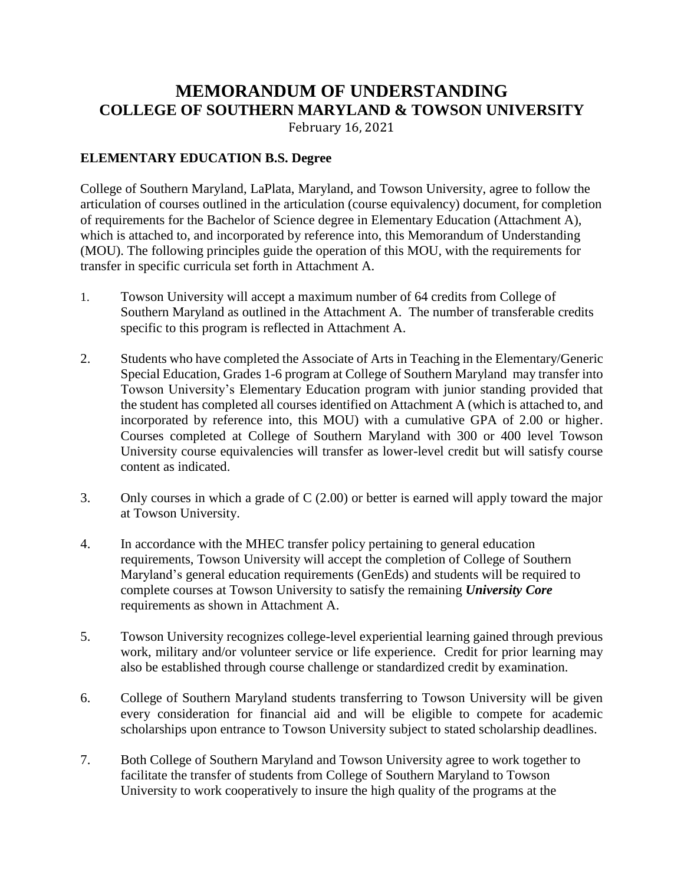# MEMORANDUM OF UNDERSTANDING
## COLLEGE OF SOUTHERN MARYLAND & TOWSON UNIVERSITY

February 16, 2021

**ELEMENTARY EDUCATION B.S. Degree**

College of Southern Maryland, LaPlata, Maryland, and Towson University, agree to follow the articulation of courses outlined in the articulation (course equivalency) document, for completion of requirements for the Bachelor of Science degree in Elementary Education (Attachment A), which is attached to, and incorporated by reference into, this Memorandum of Understanding (MOU). The following principles guide the operation of this MOU, with the requirements for transfer in specific curricula set forth in Attachment A.

1. Towson University will accept a maximum number of 64 credits from College of Southern Maryland as outlined in the Attachment A. The number of transferable credits specific to this program is reflected in Attachment A.

2. Students who have completed the Associate of Arts in Teaching in the Elementary/Generic Special Education, Grades 1-6 program at College of Southern Maryland may transfer into Towson University's Elementary Education program with junior standing provided that the student has completed all courses identified on Attachment A (which is attached to, and incorporated by reference into, this MOU) with a cumulative GPA of 2.00 or higher. Courses completed at College of Southern Maryland with 300 or 400 level Towson University course equivalencies will transfer as lower-level credit but will satisfy course content as indicated.

3. Only courses in which a grade of C (2.00) or better is earned will apply toward the major at Towson University.

4. In accordance with the MHEC transfer policy pertaining to general education requirements, Towson University will accept the completion of College of Southern Maryland's general education requirements (GenEds) and students will be required to complete courses at Towson University to satisfy the remaining ***University Core*** requirements as shown in Attachment A.

5. Towson University recognizes college-level experiential learning gained through previous work, military and/or volunteer service or life experience. Credit for prior learning may also be established through course challenge or standardized credit by examination.

6. College of Southern Maryland students transferring to Towson University will be given every consideration for financial aid and will be eligible to compete for academic scholarships upon entrance to Towson University subject to stated scholarship deadlines.

7. Both College of Southern Maryland and Towson University agree to work together to facilitate the transfer of students from College of Southern Maryland to Towson University to work cooperatively to insure the high quality of the programs at the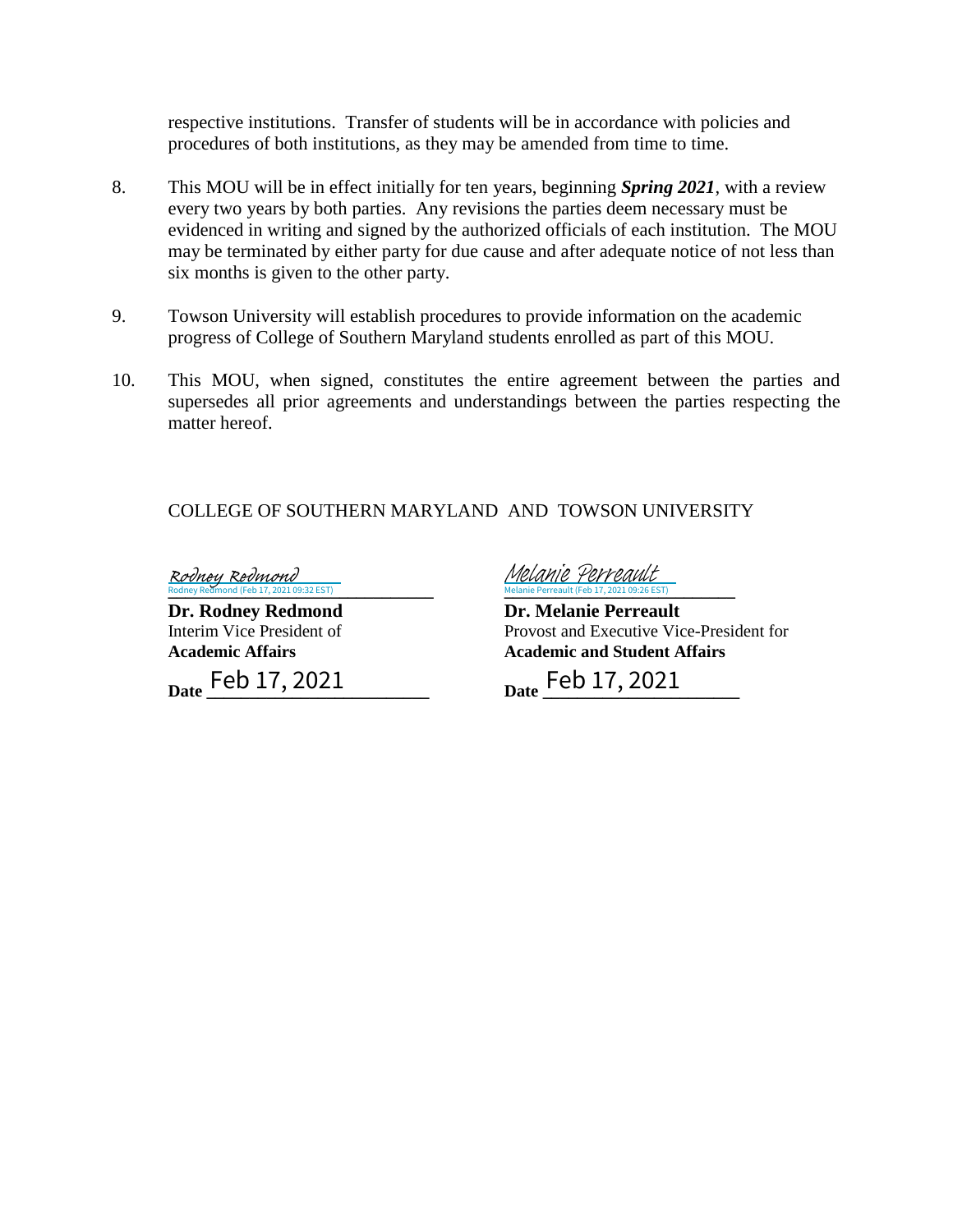respective institutions. Transfer of students will be in accordance with policies and procedures of both institutions, as they may be amended from time to time.

8. This MOU will be in effect initially for ten years, beginning ***Spring 2021***, with a review every two years by both parties. Any revisions the parties deem necessary must be evidenced in writing and signed by the authorized officials of each institution. The MOU may be terminated by either party for due cause and after adequate notice of not less than six months is given to the other party.

9. Towson University will establish procedures to provide information on the academic progress of College of Southern Maryland students enrolled as part of this MOU.

10. This MOU, when signed, constitutes the entire agreement between the parties and supersedes all prior agreements and understandings between the parties respecting the matter hereof.

COLLEGE OF SOUTHERN MARYLAND AND TOWSON UNIVERSITY

Rodney Redmond
Rodney Redmond (Feb 17, 2021 09:32 EST)

**Dr. Rodney Redmond**
Interim Vice President of
**Academic Affairs**

**Date** Feb 17, 2021

Melanie Perreault
Melanie Perreault (Feb 17, 2021 09:26 EST)

**Dr. Melanie Perreault**
Provost and Executive Vice-President for
**Academic and Student Affairs**

**Date** Feb 17, 2021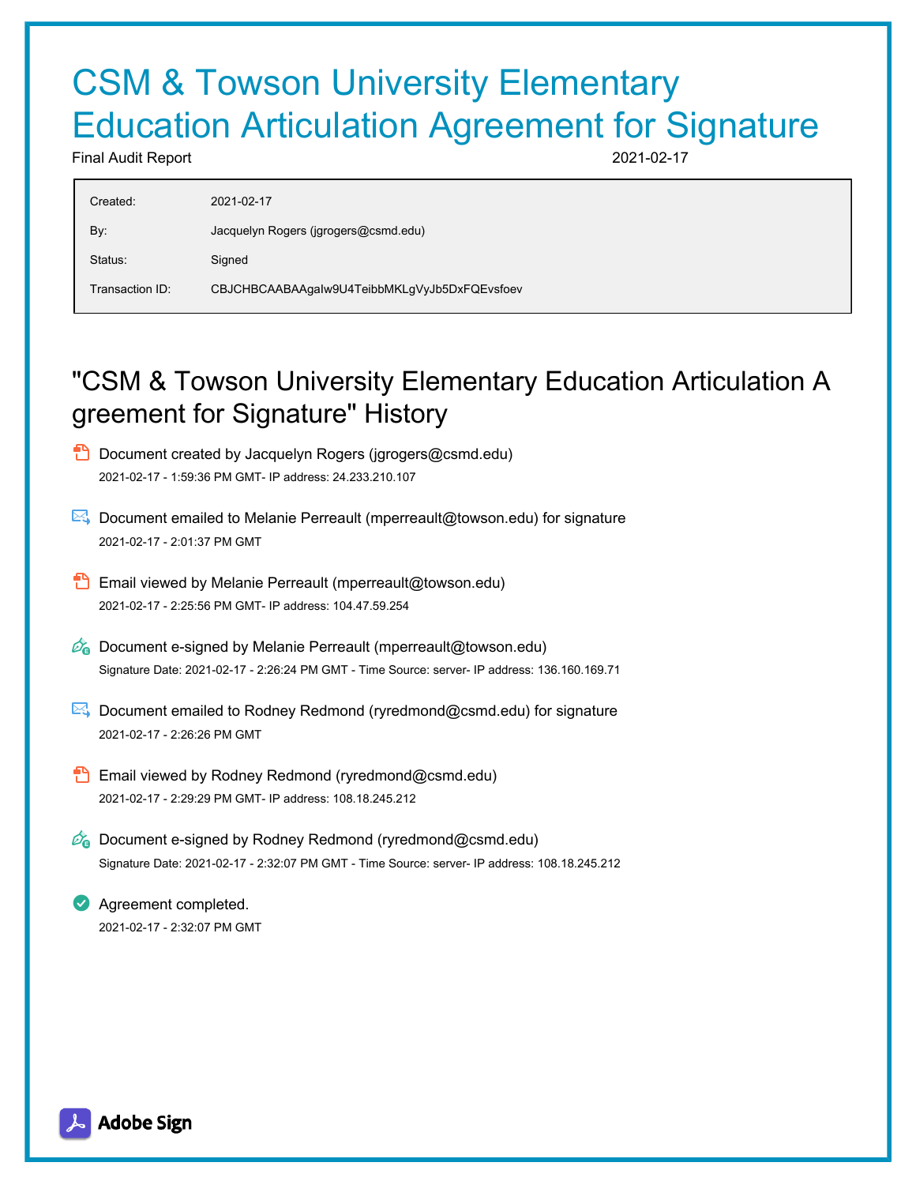# CSM & Towson University Elementary Education Articulation Agreement for Signature

Final Audit Report 2021-02-17

| | |
|---|---|
| Created: | 2021-02-17 |
| By: | Jacquelyn Rogers (jgrogers@csmd.edu) |
| Status: | Signed |
| Transaction ID: | CBJCHBCAABAAgaIw9U4TeibbMKLgVyJb5DxFQEvsfoev |

## "CSM & Towson University Elementary Education Articulation Agreement for Signature" History

- Document created by Jacquelyn Rogers (jgrogers@csmd.edu)
  2021-02-17 - 1:59:36 PM GMT- IP address: 24.233.210.107

- Document emailed to Melanie Perreault (mperreault@towson.edu) for signature
  2021-02-17 - 2:01:37 PM GMT

- Email viewed by Melanie Perreault (mperreault@towson.edu)
  2021-02-17 - 2:25:56 PM GMT- IP address: 104.47.59.254

- Document e-signed by Melanie Perreault (mperreault@towson.edu)
  Signature Date: 2021-02-17 - 2:26:24 PM GMT - Time Source: server- IP address: 136.160.169.71

- Document emailed to Rodney Redmond (ryredmond@csmd.edu) for signature
  2021-02-17 - 2:26:26 PM GMT

- Email viewed by Rodney Redmond (ryredmond@csmd.edu)
  2021-02-17 - 2:29:29 PM GMT- IP address: 108.18.245.212

- Document e-signed by Rodney Redmond (ryredmond@csmd.edu)
  Signature Date: 2021-02-17 - 2:32:07 PM GMT - Time Source: server- IP address: 108.18.245.212

- Agreement completed.
  2021-02-17 - 2:32:07 PM GMT

Adobe Sign